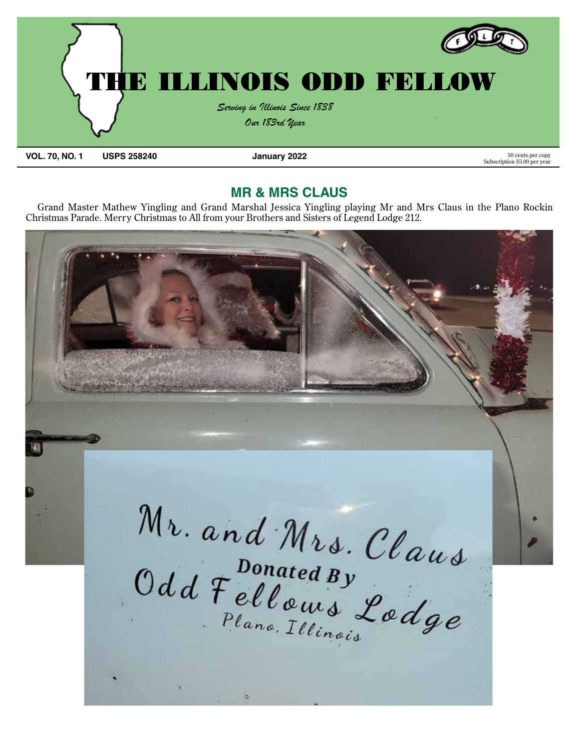# THE ILLINOIS ODD FELLOW

*Serving in Illinois Since 1838*

*Our 183rd Year*

**VOL. 70, NO. 1** **USPS 258240** **January 2022** 50 cents per copy Subscription $5.00 per year

## MR & MRS CLAUS

Grand Master Mathew Yingling and Grand Marshal Jessica Yingling playing Mr and Mrs Claus in the Plano Rockin Christmas Parade. Merry Christmas to All from your Brothers and Sisters of Legend Lodge 212.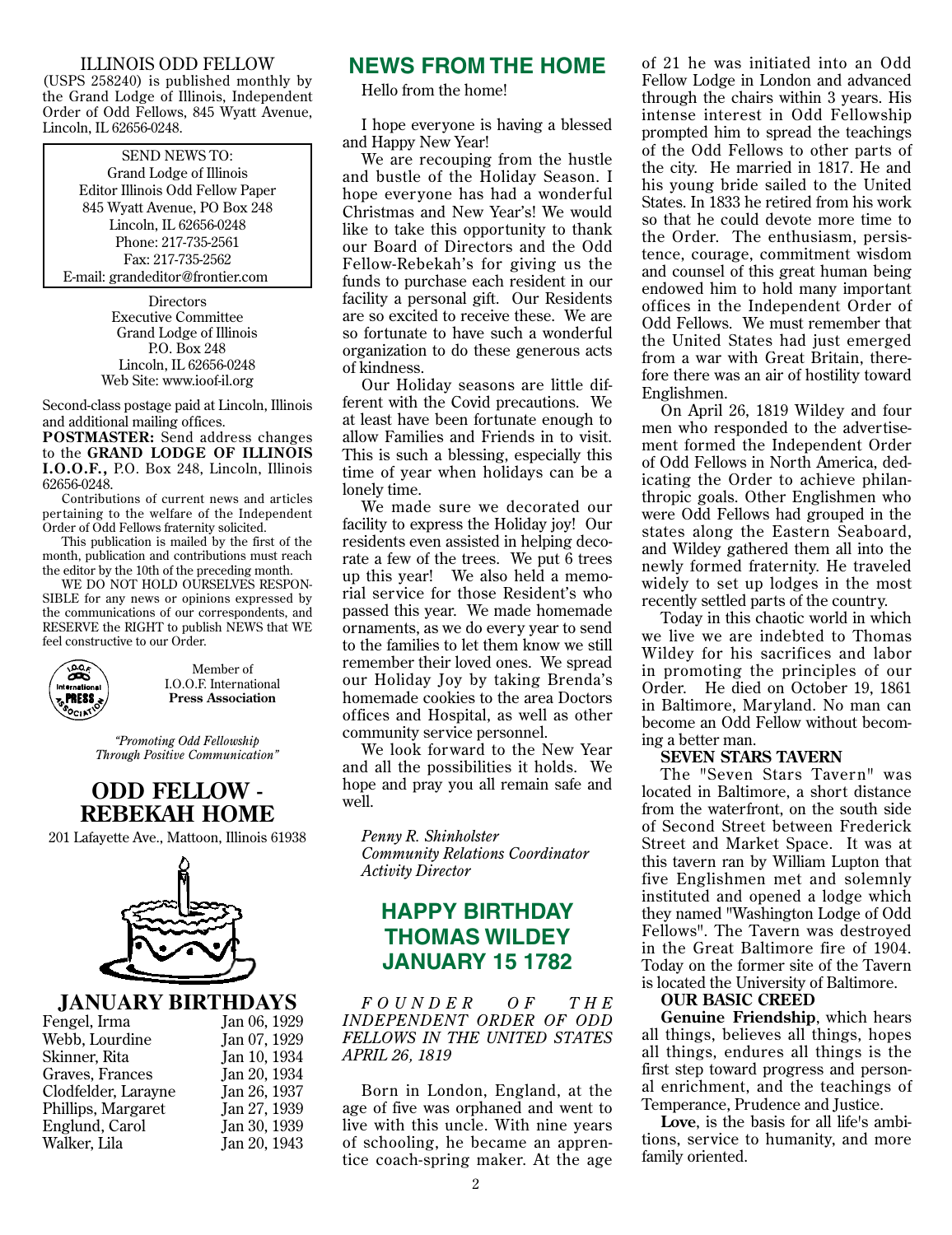ILLINOIS ODD FELLOW
(USPS 258240) is published monthly by the Grand Lodge of Illinois, Independent Order of Odd Fellows, 845 Wyatt Avenue, Lincoln, IL 62656-0248.

SEND NEWS TO:
Grand Lodge of Illinois
Editor Illinois Odd Fellow Paper
845 Wyatt Avenue, PO Box 248
Lincoln, IL 62656-0248
Phone: 217-735-2561
Fax: 217-735-2562
E-mail: grandeditor@frontier.com

Directors
Executive Committee
Grand Lodge of Illinois
P.O. Box 248
Lincoln, IL 62656-0248
Web Site: www.ioof-il.org

Second-class postage paid at Lincoln, Illinois and additional mailing offices.

**POSTMASTER:** Send address changes to the **GRAND LODGE OF ILLINOIS I.O.O.F.,** P.O. Box 248, Lincoln, Illinois 62656-0248.

Contributions of current news and articles pertaining to the welfare of the Independent Order of Odd Fellows fraternity solicited.

This publication is mailed by the first of the month, publication and contributions must reach the editor by the 10th of the preceding month.

WE DO NOT HOLD OURSELVES RESPONSIBLE for any news or opinions expressed by the communications of our correspondents, and RESERVE the RIGHT to publish NEWS that WE feel constructive to our Order.

Member of
I.O.O.F. International
**Press Association**

*"Promoting Odd Fellowship Through Positive Communication"*

# ODD FELLOW - REBEKAH HOME

201 Lafayette Ave., Mattoon, Illinois 61938

## JANUARY BIRTHDAYS

| | |
|---|---|
| Fengel, Irma | Jan 06, 1929 |
| Webb, Lourdine | Jan 07, 1929 |
| Skinner, Rita | Jan 10, 1934 |
| Graves, Frances | Jan 20, 1934 |
| Clodfelder, Larayne | Jan 26, 1937 |
| Phillips, Margaret | Jan 27, 1939 |
| Englund, Carol | Jan 30, 1939 |
| Walker, Lila | Jan 20, 1943 |

## NEWS FROM THE HOME

Hello from the home!

I hope everyone is having a blessed and Happy New Year!

We are recouping from the hustle and bustle of the Holiday Season. I hope everyone has had a wonderful Christmas and New Year's! We would like to take this opportunity to thank our Board of Directors and the Odd Fellow-Rebekah's for giving us the funds to purchase each resident in our facility a personal gift. Our Residents are so excited to receive these. We are so fortunate to have such a wonderful organization to do these generous acts of kindness.

Our Holiday seasons are little different with the Covid precautions. We at least have been fortunate enough to allow Families and Friends in to visit. This is such a blessing, especially this time of year when holidays can be a lonely time.

We made sure we decorated our facility to express the Holiday joy! Our residents even assisted in helping decorate a few of the trees. We put 6 trees up this year! We also held a memorial service for those Resident's who passed this year. We made homemade ornaments, as we do every year to send to the families to let them know we still remember their loved ones. We spread our Holiday Joy by taking Brenda's homemade cookies to the area Doctors offices and Hospital, as well as other community service personnel.

We look forward to the New Year and all the possibilities it holds. We hope and pray you all remain safe and well.

*Penny R. Shinholster*
*Community Relations Coordinator*
*Activity Director*

## HAPPY BIRTHDAY THOMAS WILDEY JANUARY 15 1782

*FOUNDER OF THE INDEPENDENT ORDER OF ODD FELLOWS IN THE UNITED STATES APRIL 26, 1819*

Born in London, England, at the age of five was orphaned and went to live with this uncle. With nine years of schooling, he became an apprentice coach-spring maker. At the age of 21 he was initiated into an Odd Fellow Lodge in London and advanced through the chairs within 3 years. His intense interest in Odd Fellowship prompted him to spread the teachings of the Odd Fellows to other parts of the city. He married in 1817. He and his young bride sailed to the United States. In 1833 he retired from his work so that he could devote more time to the Order. The enthusiasm, persistence, courage, commitment wisdom and counsel of this great human being endowed him to hold many important offices in the Independent Order of Odd Fellows. We must remember that the United States had just emerged from a war with Great Britain, therefore there was an air of hostility toward Englishmen.

On April 26, 1819 Wildey and four men who responded to the advertisement formed the Independent Order of Odd Fellows in North America, dedicating the Order to achieve philanthropic goals. Other Englishmen who were Odd Fellows had grouped in the states along the Eastern Seaboard, and Wildey gathered them all into the newly formed fraternity. He traveled widely to set up lodges in the most recently settled parts of the country.

Today in this chaotic world in which we live we are indebted to Thomas Wildey for his sacrifices and labor in promoting the principles of our Order. He died on October 19, 1861 in Baltimore, Maryland. No man can become an Odd Fellow without becoming a better man.

**SEVEN STARS TAVERN**

The "Seven Stars Tavern" was located in Baltimore, a short distance from the waterfront, on the south side of Second Street between Frederick Street and Market Space. It was at this tavern ran by William Lupton that five Englishmen met and solemnly instituted and opened a lodge which they named "Washington Lodge of Odd Fellows". The Tavern was destroyed in the Great Baltimore fire of 1904. Today on the former site of the Tavern is located the University of Baltimore.

**OUR BASIC CREED**

**Genuine Friendship**, which hears all things, believes all things, hopes all things, endures all things is the first step toward progress and personal enrichment, and the teachings of Temperance, Prudence and Justice.

**Love**, is the basis for all life's ambitions, service to humanity, and more family oriented.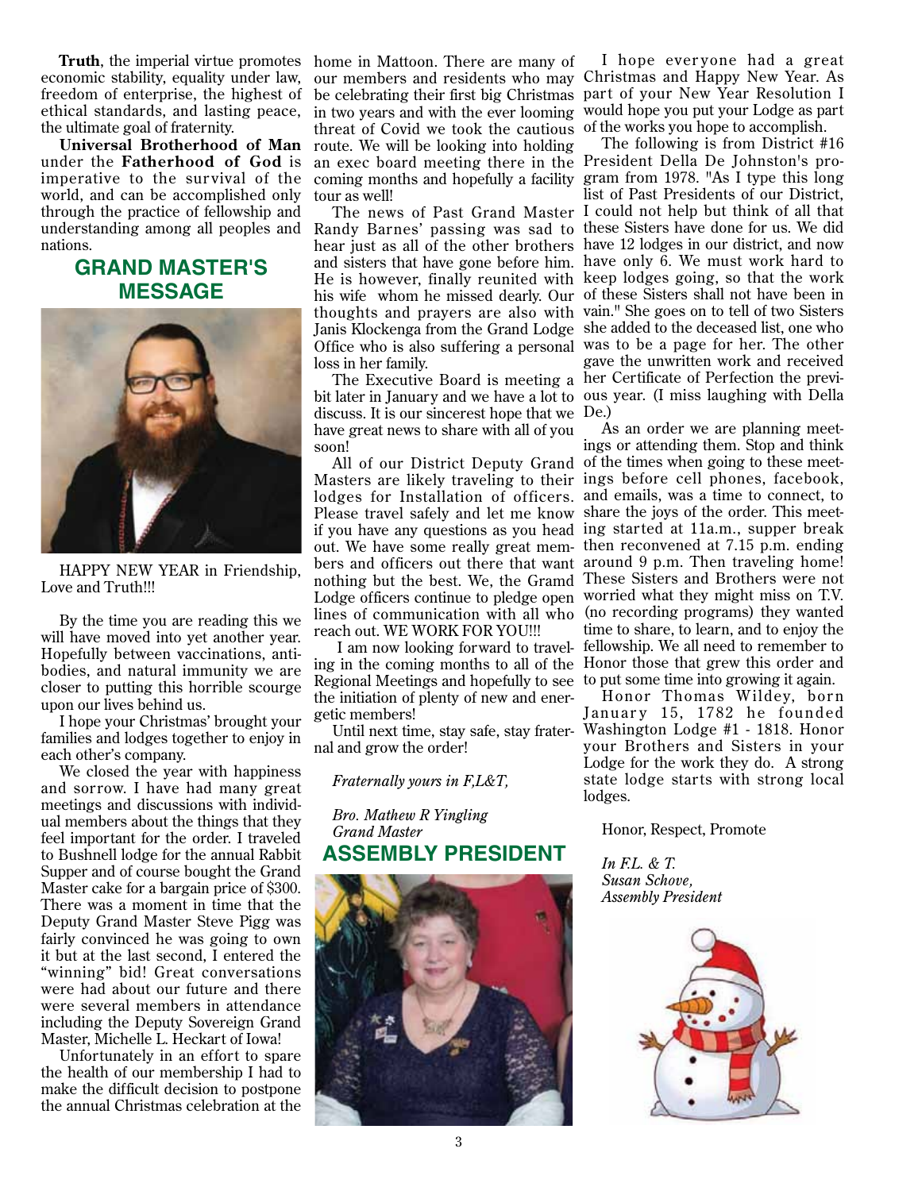**Truth**, the imperial virtue promotes economic stability, equality under law, freedom of enterprise, the highest of ethical standards, and lasting peace, the ultimate goal of fraternity.

**Universal Brotherhood of Man** under the **Fatherhood of God** is imperative to the survival of the world, and can be accomplished only through the practice of fellowship and understanding among all peoples and nations.

## GRAND MASTER'S MESSAGE

HAPPY NEW YEAR in Friendship, Love and Truth!!!

By the time you are reading this we will have moved into yet another year. Hopefully between vaccinations, antibodies, and natural immunity we are closer to putting this horrible scourge upon our lives behind us.

I hope your Christmas' brought your families and lodges together to enjoy in each other's company.

We closed the year with happiness and sorrow. I have had many great meetings and discussions with individual members about the things that they feel important for the order. I traveled to Bushnell lodge for the annual Rabbit Supper and of course bought the Grand Master cake for a bargain price of $300. There was a moment in time that the Deputy Grand Master Steve Pigg was fairly convinced he was going to own it but at the last second, I entered the "winning" bid! Great conversations were had about our future and there were several members in attendance including the Deputy Sovereign Grand Master, Michelle L. Heckart of Iowa!

Unfortunately in an effort to spare the health of our membership I had to make the difficult decision to postpone the annual Christmas celebration at the home in Mattoon. There are many of our members and residents who may be celebrating their first big Christmas in two years and with the ever looming threat of Covid we took the cautious route. We will be looking into holding an exec board meeting there in the coming months and hopefully a facility tour as well!

The news of Past Grand Master Randy Barnes' passing was sad to hear just as all of the other brothers and sisters that have gone before him. He is however, finally reunited with his wife whom he missed dearly. Our thoughts and prayers are also with Janis Klockenga from the Grand Lodge Office who is also suffering a personal loss in her family.

The Executive Board is meeting a bit later in January and we have a lot to discuss. It is our sincerest hope that we have great news to share with all of you soon!

All of our District Deputy Grand Masters are likely traveling to their lodges for Installation of officers. Please travel safely and let me know if you have any questions as you head out. We have some really great members and officers out there that want nothing but the best. We, the Gramd Lodge officers continue to pledge open lines of communication with all who reach out. WE WORK FOR YOU!!!

I am now looking forward to traveling in the coming months to all of the Regional Meetings and hopefully to see the initiation of plenty of new and energetic members!

Until next time, stay safe, stay fraternal and grow the order!

*Fraternally yours in F,L&T,*

*Bro. Mathew R Yingling*
*Grand Master*

## ASSEMBLY PRESIDENT

I hope everyone had a great Christmas and Happy New Year. As part of your New Year Resolution I would hope you put your Lodge as part of the works you hope to accomplish.

The following is from District #16 President Della De Johnston's program from 1978. "As I type this long list of Past Presidents of our District, I could not help but think of all that these Sisters have done for us. We did have 12 lodges in our district, and now have only 6. We must work hard to keep lodges going, so that the work of these Sisters shall not have been in vain." She goes on to tell of two Sisters she added to the deceased list, one who was to be a page for her. The other gave the unwritten work and received her Certificate of Perfection the previous year. (I miss laughing with Della De.)

As an order we are planning meetings or attending them. Stop and think of the times when going to these meetings before cell phones, facebook, and emails, was a time to connect, to share the joys of the order. This meeting started at 11a.m., supper break then reconvened at 7.15 p.m. ending around 9 p.m. Then traveling home! These Sisters and Brothers were not worried what they might miss on T.V. (no recording programs) they wanted time to share, to learn, and to enjoy the fellowship. We all need to remember to Honor those that grew this order and to put some time into growing it again.

Honor Thomas Wildey, born January 15, 1782 he founded Washington Lodge #1 - 1818. Honor your Brothers and Sisters in your Lodge for the work they do. A strong state lodge starts with strong local lodges.

Honor, Respect, Promote

*In F.L. & T.*
*Susan Schove,*
*Assembly President*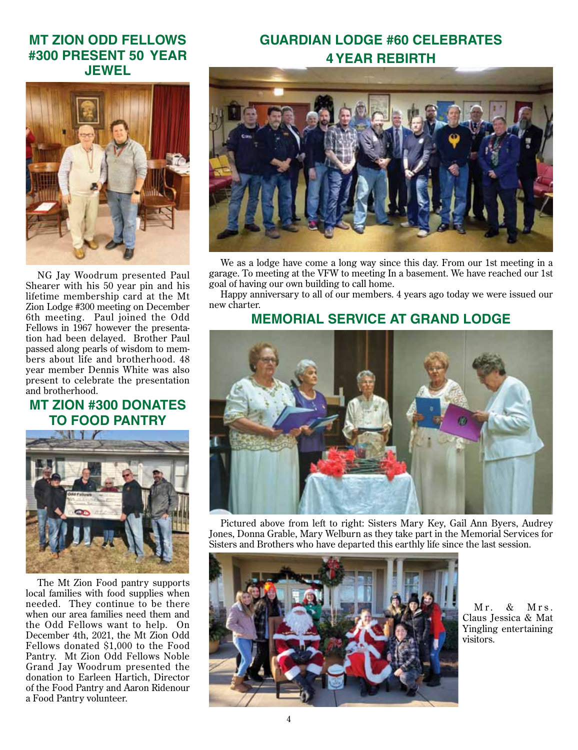## MT ZION ODD FELLOWS #300 PRESENT 50 YEAR JEWEL

NG Jay Woodrum presented Paul Shearer with his 50 year pin and his lifetime membership card at the Mt Zion Lodge #300 meeting on December 6th meeting. Paul joined the Odd Fellows in 1967 however the presentation had been delayed. Brother Paul passed along pearls of wisdom to members about life and brotherhood. 48 year member Dennis White was also present to celebrate the presentation and brotherhood.

## MT ZION #300 DONATES TO FOOD PANTRY

The Mt Zion Food pantry supports local families with food supplies when needed. They continue to be there when our area families need them and the Odd Fellows want to help. On December 4th, 2021, the Mt Zion Odd Fellows donated $1,000 to the Food Pantry. Mt Zion Odd Fellows Noble Grand Jay Woodrum presented the donation to Earleen Hartich, Director of the Food Pantry and Aaron Ridenour a Food Pantry volunteer.

## GUARDIAN LODGE #60 CELEBRATES 4 YEAR REBIRTH

We as a lodge have come a long way since this day. From our 1st meeting in a garage. To meeting at the VFW to meeting In a basement. We have reached our 1st goal of having our own building to call home.

Happy anniversary to all of our members. 4 years ago today we were issued our new charter.

## MEMORIAL SERVICE AT GRAND LODGE

Pictured above from left to right: Sisters Mary Key, Gail Ann Byers, Audrey Jones, Donna Grable, Mary Welburn as they take part in the Memorial Services for Sisters and Brothers who have departed this earthly life since the last session.

Mr. & Mrs. Claus Jessica & Mat Yingling entertaining visitors.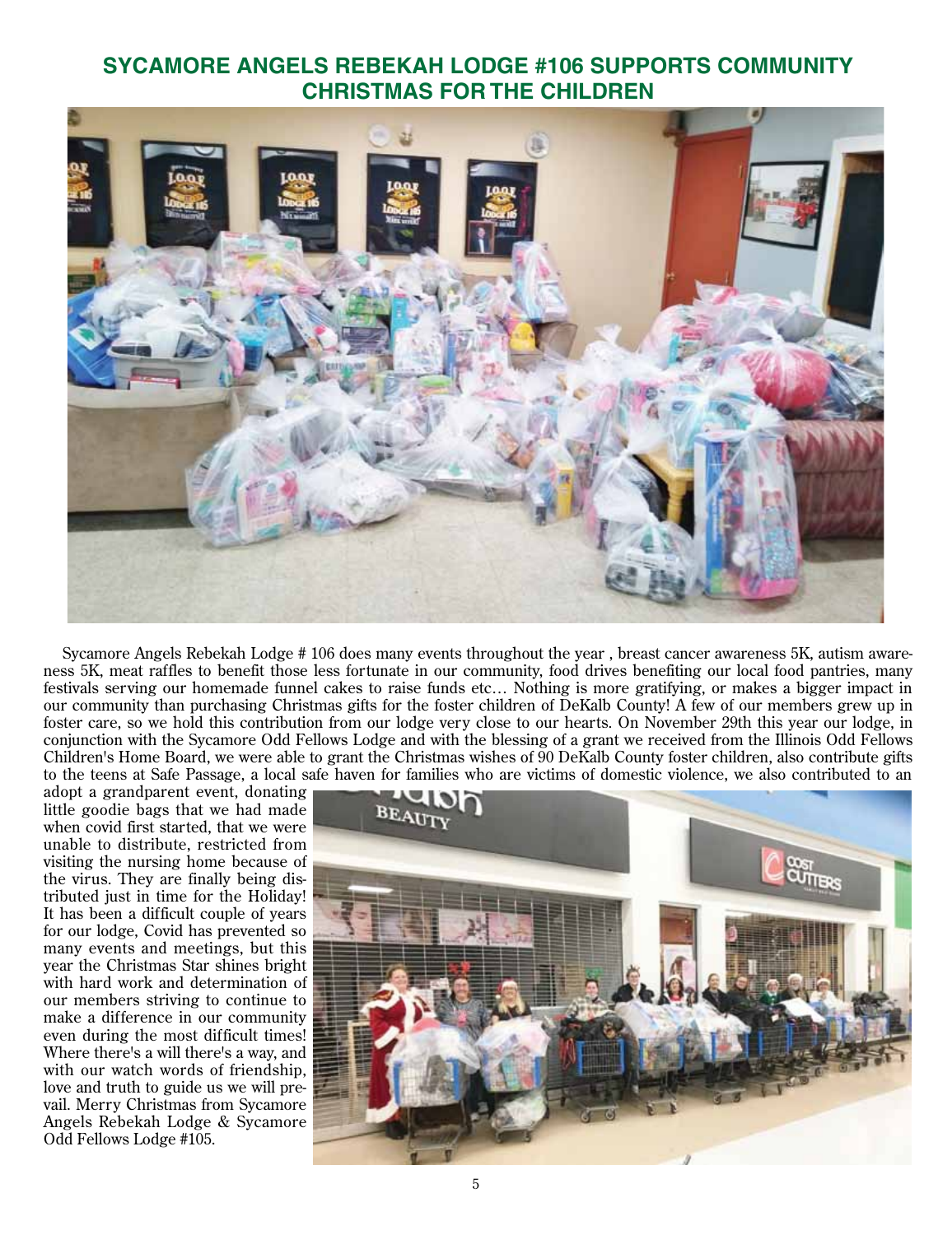## SYCAMORE ANGELS REBEKAH LODGE #106 SUPPORTS COMMUNITY CHRISTMAS FOR THE CHILDREN

Sycamore Angels Rebekah Lodge # 106 does many events throughout the year , breast cancer awareness 5K, autism awareness 5K, meat raffles to benefit those less fortunate in our community, food drives benefiting our local food pantries, many festivals serving our homemade funnel cakes to raise funds etc… Nothing is more gratifying, or makes a bigger impact in our community than purchasing Christmas gifts for the foster children of DeKalb County! A few of our members grew up in foster care, so we hold this contribution from our lodge very close to our hearts. On November 29th this year our lodge, in conjunction with the Sycamore Odd Fellows Lodge and with the blessing of a grant we received from the Illinois Odd Fellows Children's Home Board, we were able to grant the Christmas wishes of 90 DeKalb County foster children, also contribute gifts to the teens at Safe Passage, a local safe haven for families who are victims of domestic violence, we also contributed to an adopt a grandparent event, donating little goodie bags that we had made when covid first started, that we were unable to distribute, restricted from visiting the nursing home because of the virus. They are finally being distributed just in time for the Holiday! It has been a difficult couple of years for our lodge, Covid has prevented so many events and meetings, but this year the Christmas Star shines bright with hard work and determination of our members striving to continue to make a difference in our community even during the most difficult times! Where there's a will there's a way, and with our watch words of friendship, love and truth to guide us we will prevail. Merry Christmas from Sycamore Angels Rebekah Lodge & Sycamore Odd Fellows Lodge #105.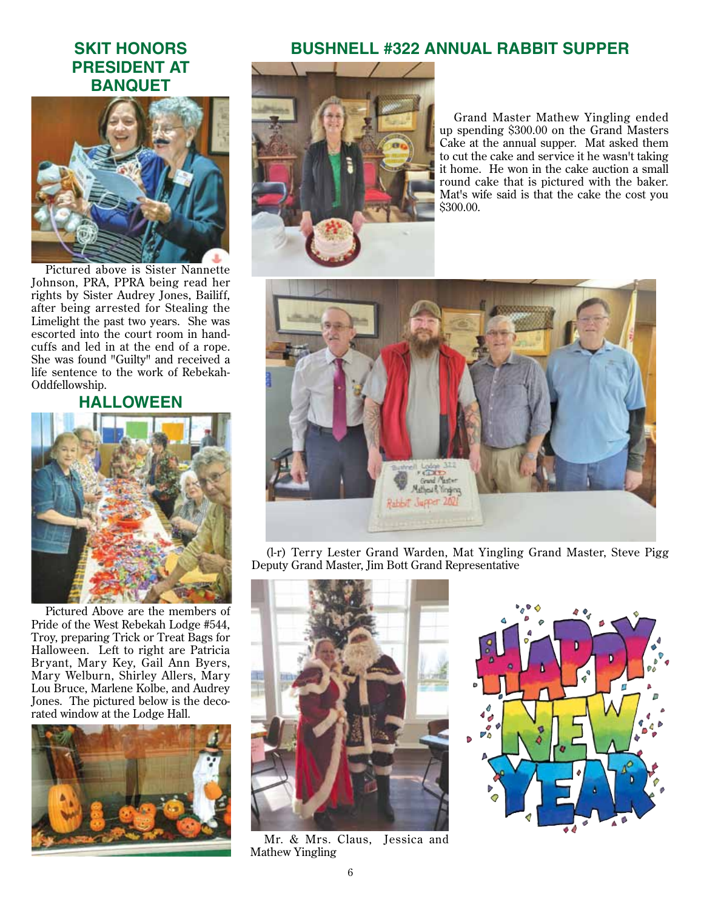## SKIT HONORS PRESIDENT AT BANQUET

Pictured above is Sister Nannette Johnson, PRA, PPRA being read her rights by Sister Audrey Jones, Bailiff, after being arrested for Stealing the Limelight the past two years. She was escorted into the court room in handcuffs and led in at the end of a rope. She was found "Guilty" and received a life sentence to the work of Rebekah-Oddfellowship.

## HALLOWEEN

Pictured Above are the members of Pride of the West Rebekah Lodge #544, Troy, preparing Trick or Treat Bags for Halloween. Left to right are Patricia Bryant, Mary Key, Gail Ann Byers, Mary Welburn, Shirley Allers, Mary Lou Bruce, Marlene Kolbe, and Audrey Jones. The pictured below is the decorated window at the Lodge Hall.

## BUSHNELL #322 ANNUAL RABBIT SUPPER

Grand Master Mathew Yingling ended up spending $300.00 on the Grand Masters Cake at the annual supper. Mat asked them to cut the cake and service it he wasn't taking it home. He won in the cake auction a small round cake that is pictured with the baker. Mat's wife said is that the cake the cost you $300.00.

(l-r) Terry Lester Grand Warden, Mat Yingling Grand Master, Steve Pigg Deputy Grand Master, Jim Bott Grand Representative

Mr. & Mrs. Claus, Jessica and Mathew Yingling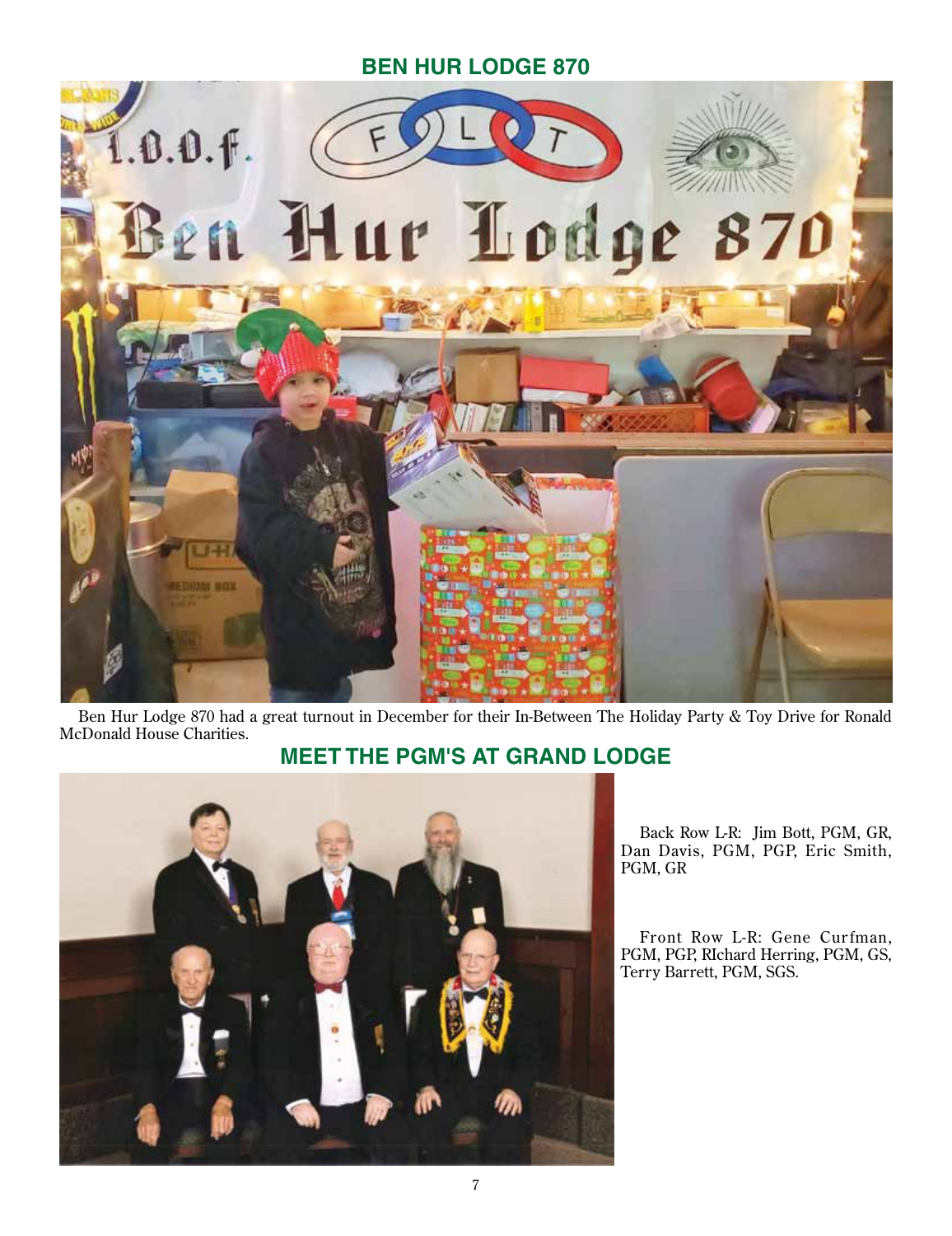## BEN HUR LODGE 870

Ben Hur Lodge 870 had a great turnout in December for their In-Between The Holiday Party & Toy Drive for Ronald McDonald House Charities.

## MEET THE PGM'S AT GRAND LODGE

Back Row L-R: Jim Bott, PGM, GR, Dan Davis, PGM, PGP, Eric Smith, PGM, GR

Front Row L-R: Gene Curfman, PGM, PGP, RIchard Herring, PGM, GS, Terry Barrett, PGM, SGS.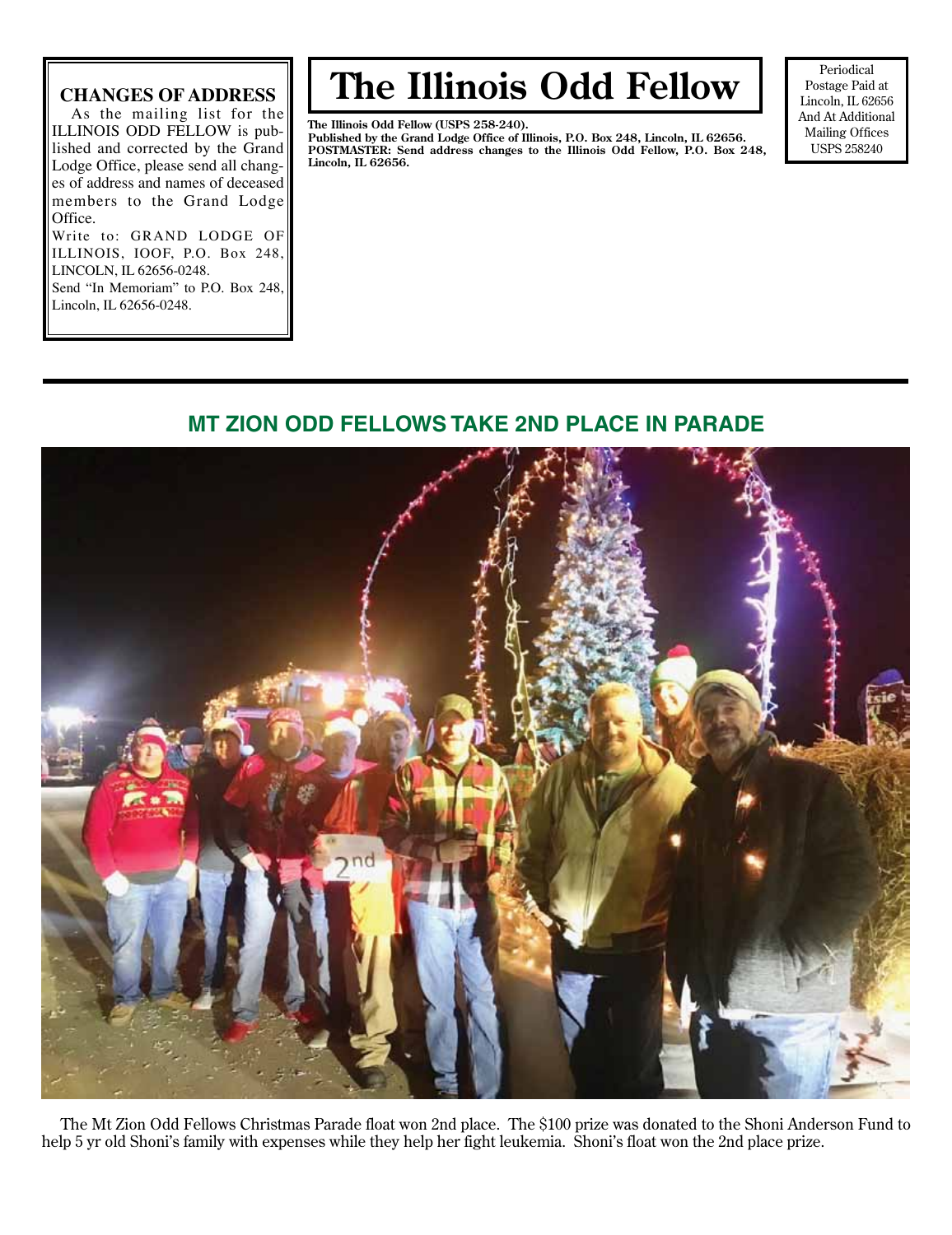### CHANGES OF ADDRESS

As the mailing list for the ILLINOIS ODD FELLOW is published and corrected by the Grand Lodge Office, please send all changes of address and names of deceased members to the Grand Lodge Office.

Write to: GRAND LODGE OF ILLINOIS, IOOF, P.O. Box 248, LINCOLN, IL 62656-0248.

Send "In Memoriam" to P.O. Box 248, Lincoln, IL 62656-0248.

# The Illinois Odd Fellow

**The Illinois Odd Fellow (USPS 258-240).**
**Published by the Grand Lodge Office of Illinois, P.O. Box 248, Lincoln, IL 62656.**
**POSTMASTER: Send address changes to the Illinois Odd Fellow, P.O. Box 248, Lincoln, IL 62656.**

Periodical Postage Paid at Lincoln, IL 62656 And At Additional Mailing Offices USPS 258240

## MT ZION ODD FELLOWS TAKE 2ND PLACE IN PARADE

The Mt Zion Odd Fellows Christmas Parade float won 2nd place. The $100 prize was donated to the Shoni Anderson Fund to help 5 yr old Shoni's family with expenses while they help her fight leukemia. Shoni's float won the 2nd place prize.